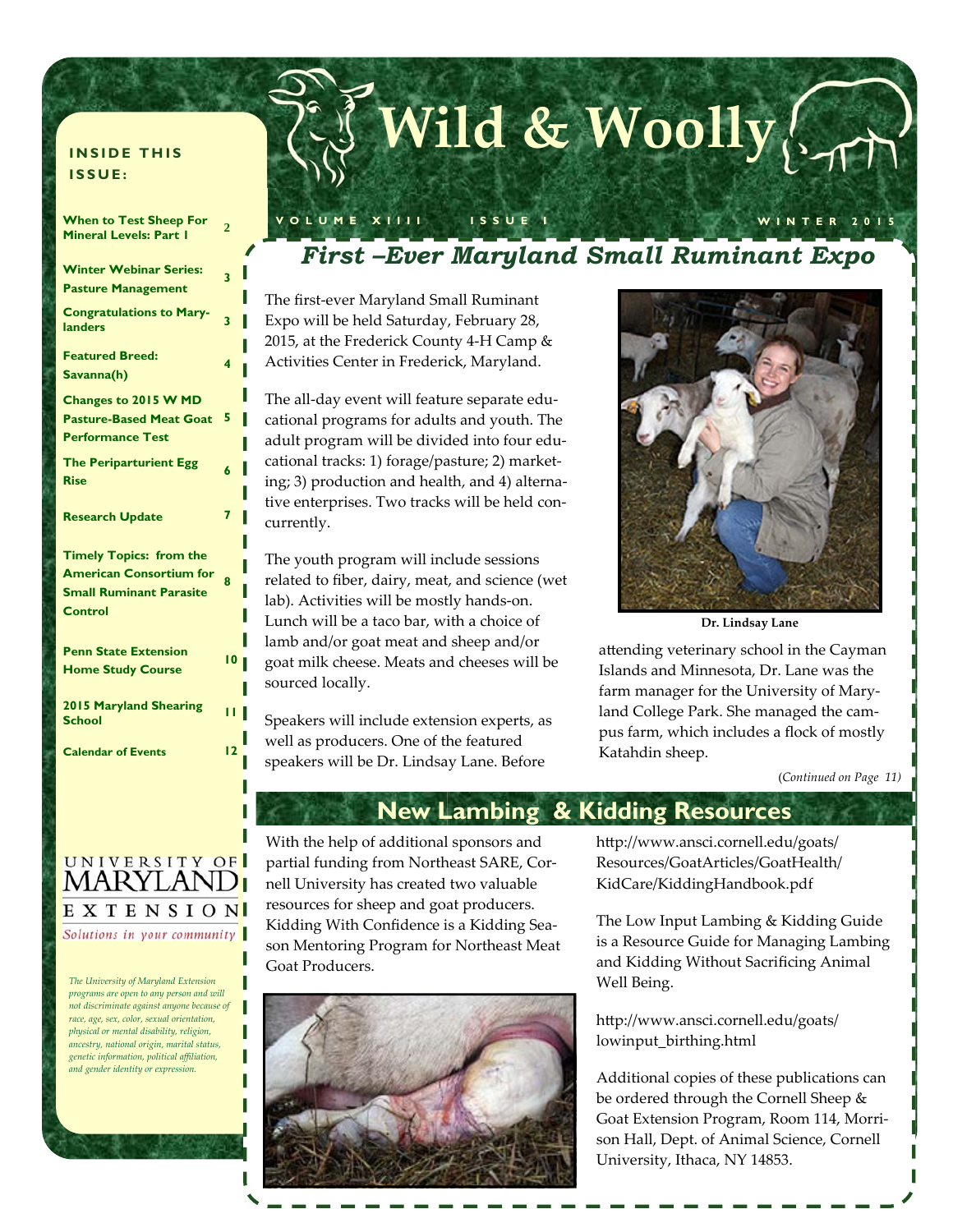# Wild & Woolly

VOLUME XIIII ISSUE 1 WINTER 2015

**INSIDE THIS ISSUE:**

| | |
|---|---|
| When to Test Sheep For Mineral Levels: Part I | 2 |
| Winter Webinar Series: Pasture Management | 3 |
| Congratulations to Marylanders | 3 |
| Featured Breed: Savanna(h) | 4 |
| Changes to 2015 W MD Pasture-Based Meat Goat Performance Test | 5 |
| The Periparturient Egg Rise | 6 |
| Research Update | 7 |
| Timely Topics: from the American Consortium for Small Ruminant Parasite Control | 8 |
| Penn State Extension Home Study Course | 10 |
| 2015 Maryland Shearing School | 11 |
| Calendar of Events | 12 |

## *First –Ever Maryland Small Ruminant Expo*

The first-ever Maryland Small Ruminant Expo will be held Saturday, February 28, 2015, at the Frederick County 4-H Camp & Activities Center in Frederick, Maryland.

The all-day event will feature separate educational programs for adults and youth. The adult program will be divided into four educational tracks: 1) forage/pasture; 2) marketing; 3) production and health, and 4) alternative enterprises. Two tracks will be held concurrently.

The youth program will include sessions related to fiber, dairy, meat, and science (wet lab). Activities will be mostly hands-on. Lunch will be a taco bar, with a choice of lamb and/or goat meat and sheep and/or goat milk cheese. Meats and cheeses will be sourced locally.

Speakers will include extension experts, as well as producers. One of the featured speakers will be Dr. Lindsay Lane. Before attending veterinary school in the Cayman Islands and Minnesota, Dr. Lane was the farm manager for the University of Maryland College Park. She managed the campus farm, which includes a flock of mostly Katahdin sheep.

**Dr. Lindsay Lane**

(*Continued on Page 11*)

## New Lambing & Kidding Resources

With the help of additional sponsors and partial funding from Northeast SARE, Cornell University has created two valuable resources for sheep and goat producers. Kidding With Confidence is a Kidding Season Mentoring Program for Northeast Meat Goat Producers.

http://www.ansci.cornell.edu/goats/Resources/GoatArticles/GoatHealth/KidCare/KiddingHandbook.pdf

The Low Input Lambing & Kidding Guide is a Resource Guide for Managing Lambing and Kidding Without Sacrificing Animal Well Being.

http://www.ansci.cornell.edu/goats/lowinput_birthing.html

Additional copies of these publications can be ordered through the Cornell Sheep & Goat Extension Program, Room 114, Morrison Hall, Dept. of Animal Science, Cornell University, Ithaca, NY 14853.

UNIVERSITY OF MARYLAND EXTENSION
*Solutions in your community*

*The University of Maryland Extension programs are open to any person and will not discriminate against anyone because of race, age, sex, color, sexual orientation, physical or mental disability, religion, ancestry, national origin, marital status, genetic information, political affiliation, and gender identity or expression.*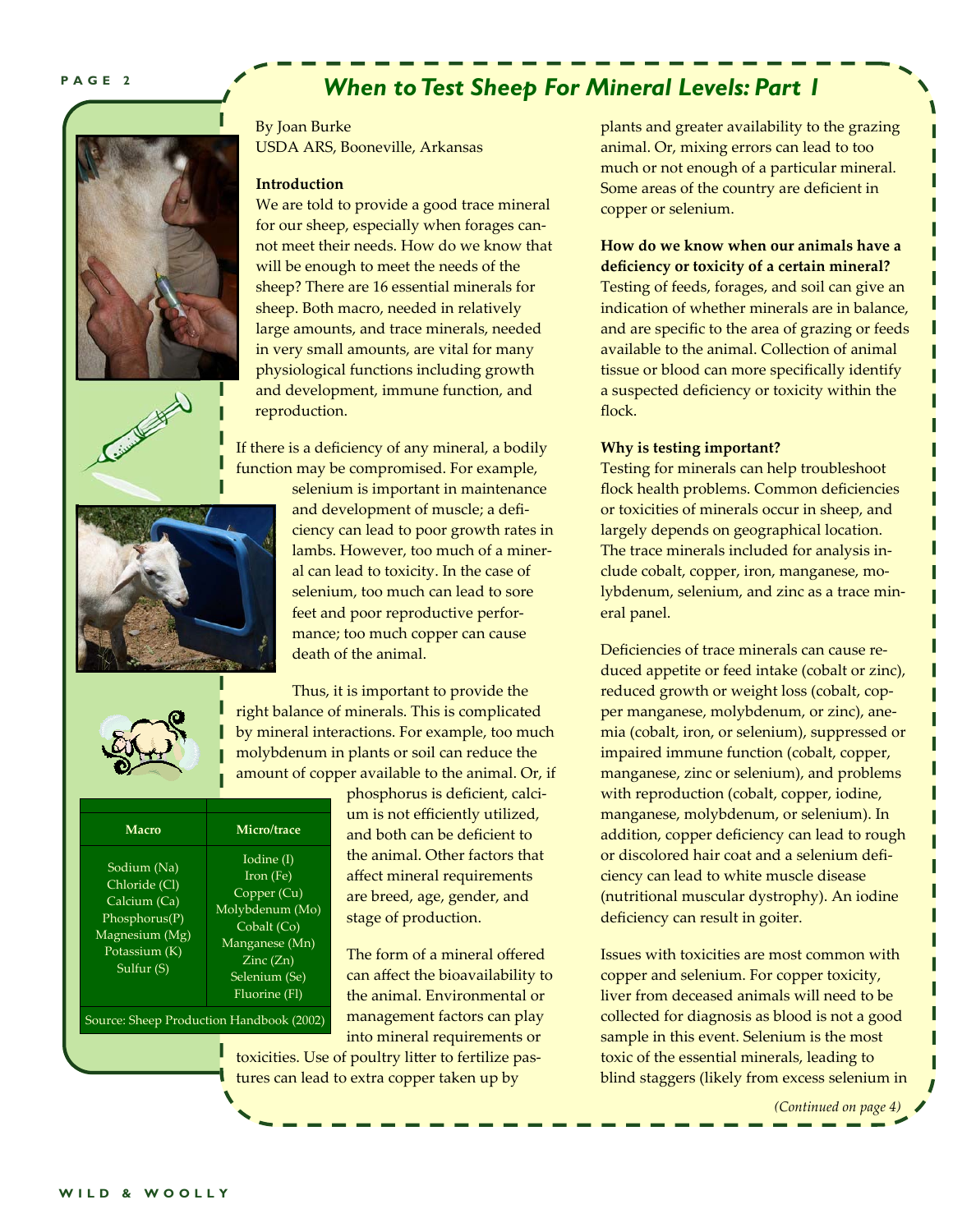# When to Test Sheep For Mineral Levels: Part I

By Joan Burke
USDA ARS, Booneville, Arkansas

**Introduction**

We are told to provide a good trace mineral for our sheep, especially when forages cannot meet their needs. How do we know that will be enough to meet the needs of the sheep? There are 16 essential minerals for sheep. Both macro, needed in relatively large amounts, and trace minerals, needed in very small amounts, are vital for many physiological functions including growth and development, immune function, and reproduction.

If there is a deficiency of any mineral, a bodily function may be compromised. For example, selenium is important in maintenance and development of muscle; a deficiency can lead to poor growth rates in lambs. However, too much of a mineral can lead to toxicity. In the case of selenium, too much can lead to sore feet and poor reproductive performance; too much copper can cause death of the animal.

Thus, it is important to provide the right balance of minerals. This is complicated by mineral interactions. For example, too much molybdenum in plants or soil can reduce the amount of copper available to the animal. Or, if phosphorus is deficient, calcium is not efficiently utilized, and both can be deficient to the animal. Other factors that affect mineral requirements are breed, age, gender, and stage of production.

| Macro | Micro/trace |
|---|---|
| Sodium (Na) | Iodine (I) |
| Chloride (Cl) | Iron (Fe) |
| Calcium (Ca) | Copper (Cu) |
| Phosphorus(P) | Molybdenum (Mo) |
| Magnesium (Mg) | Cobalt (Co) |
| Potassium (K) | Manganese (Mn) |
| Sulfur (S) | Zinc (Zn) |
| | Selenium (Se) |
| | Fluorine (Fl) |

Source: Sheep Production Handbook (2002)

The form of a mineral offered can affect the bioavailability to the animal. Environmental or management factors can play into mineral requirements or toxicities. Use of poultry litter to fertilize pastures can lead to extra copper taken up by plants and greater availability to the grazing animal. Or, mixing errors can lead to too much or not enough of a particular mineral. Some areas of the country are deficient in copper or selenium.

**How do we know when our animals have a deficiency or toxicity of a certain mineral?**

Testing of feeds, forages, and soil can give an indication of whether minerals are in balance, and are specific to the area of grazing or feeds available to the animal. Collection of animal tissue or blood can more specifically identify a suspected deficiency or toxicity within the flock.

**Why is testing important?**

Testing for minerals can help troubleshoot flock health problems. Common deficiencies or toxicities of minerals occur in sheep, and largely depends on geographical location. The trace minerals included for analysis include cobalt, copper, iron, manganese, molybdenum, selenium, and zinc as a trace mineral panel.

Deficiencies of trace minerals can cause reduced appetite or feed intake (cobalt or zinc), reduced growth or weight loss (cobalt, copper manganese, molybdenum, or zinc), anemia (cobalt, iron, or selenium), suppressed or impaired immune function (cobalt, copper, manganese, zinc or selenium), and problems with reproduction (cobalt, copper, iodine, manganese, molybdenum, or selenium). In addition, copper deficiency can lead to rough or discolored hair coat and a selenium deficiency can lead to white muscle disease (nutritional muscular dystrophy). An iodine deficiency can result in goiter.

Issues with toxicities are most common with copper and selenium. For copper toxicity, liver from deceased animals will need to be collected for diagnosis as blood is not a good sample in this event. Selenium is the most toxic of the essential minerals, leading to blind staggers (likely from excess selenium in

*(Continued on page 4)*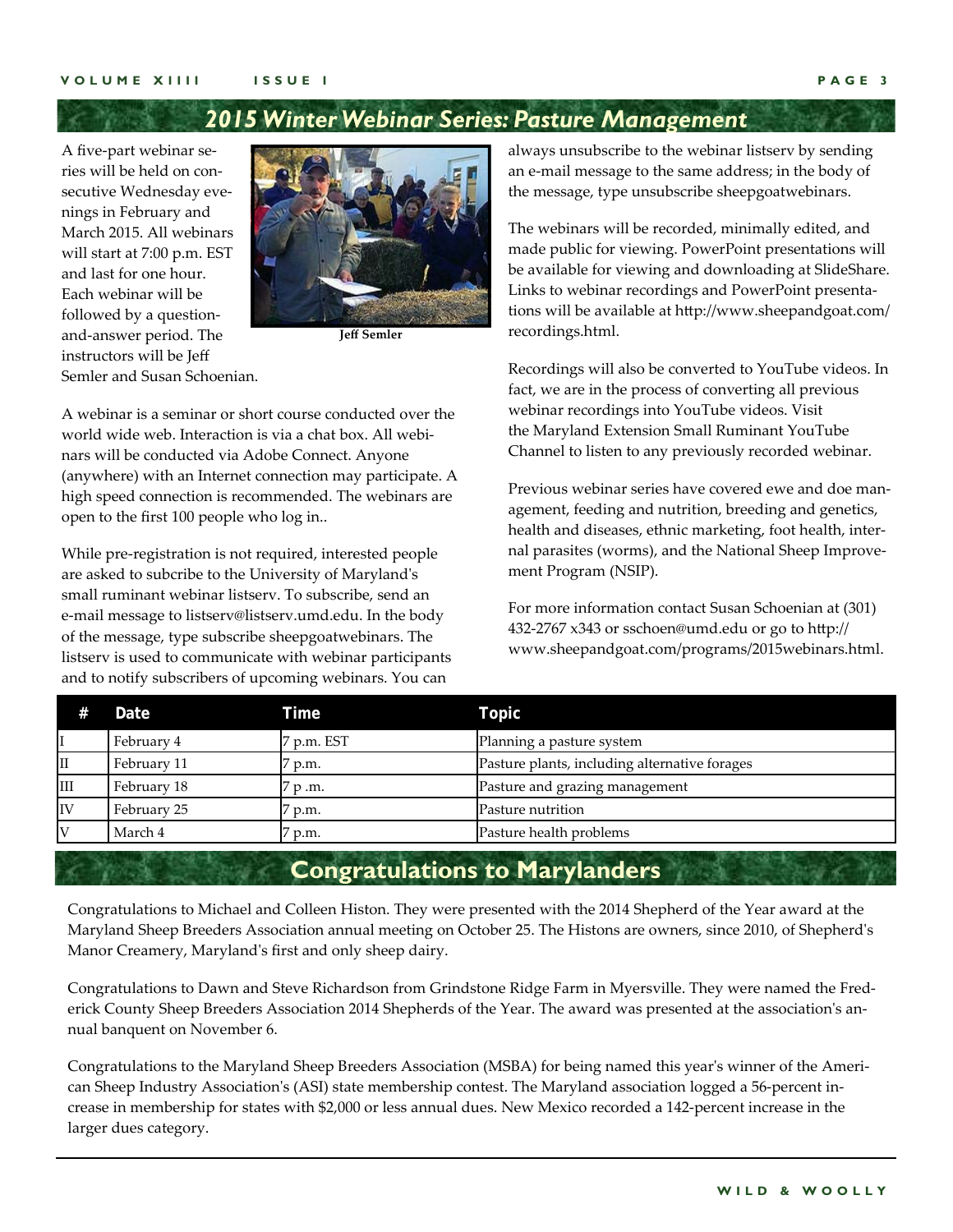## 2015 Winter Webinar Series: Pasture Management

A five-part webinar series will be held on consecutive Wednesday evenings in February and March 2015. All webinars will start at 7:00 p.m. EST and last for one hour. Each webinar will be followed by a question-and-answer period. The instructors will be Jeff Semler and Susan Schoenian.

Jeff Semler

A webinar is a seminar or short course conducted over the world wide web. Interaction is via a chat box. All webinars will be conducted via Adobe Connect. Anyone (anywhere) with an Internet connection may participate. A high speed connection is recommended. The webinars are open to the first 100 people who log in..

While pre-registration is not required, interested people are asked to subcribe to the University of Maryland's small ruminant webinar listserv. To subscribe, send an e-mail message to listserv@listserv.umd.edu. In the body of the message, type subscribe sheepgoatwebinars. The listserv is used to communicate with webinar participants and to notify subscribers of upcoming webinars. You can always unsubscribe to the webinar listserv by sending an e-mail message to the same address; in the body of the message, type unsubscribe sheepgoatwebinars.

The webinars will be recorded, minimally edited, and made public for viewing. PowerPoint presentations will be available for viewing and downloading at SlideShare. Links to webinar recordings and PowerPoint presentations will be available at http://www.sheepandgoat.com/recordings.html.

Recordings will also be converted to YouTube videos. In fact, we are in the process of converting all previous webinar recordings into YouTube videos. Visit the Maryland Extension Small Ruminant YouTube Channel to listen to any previously recorded webinar.

Previous webinar series have covered ewe and doe management, feeding and nutrition, breeding and genetics, health and diseases, ethnic marketing, foot health, internal parasites (worms), and the National Sheep Improvement Program (NSIP).

For more information contact Susan Schoenian at (301) 432-2767 x343 or sschoen@umd.edu or go to http://www.sheepandgoat.com/programs/2015webinars.html.

| # | Date | Time | Topic |
|---|---|---|---|
| I | February 4 | 7 p.m. EST | Planning a pasture system |
| II | February 11 | 7 p.m. | Pasture plants, including alternative forages |
| III | February 18 | 7 p .m. | Pasture and grazing management |
| IV | February 25 | 7 p.m. | Pasture nutrition |
| V | March 4 | 7 p.m. | Pasture health problems |

## Congratulations to Marylanders

Congratulations to Michael and Colleen Histon. They were presented with the 2014 Shepherd of the Year award at the Maryland Sheep Breeders Association annual meeting on October 25. The Histons are owners, since 2010, of Shepherd's Manor Creamery, Maryland's first and only sheep dairy.

Congratulations to Dawn and Steve Richardson from Grindstone Ridge Farm in Myersville. They were named the Frederick County Sheep Breeders Association 2014 Shepherds of the Year. The award was presented at the association's annual banquent on November 6.

Congratulations to the Maryland Sheep Breeders Association (MSBA) for being named this year's winner of the American Sheep Industry Association's (ASI) state membership contest. The Maryland association logged a 56-percent increase in membership for states with $2,000 or less annual dues. New Mexico recorded a 142-percent increase in the larger dues category.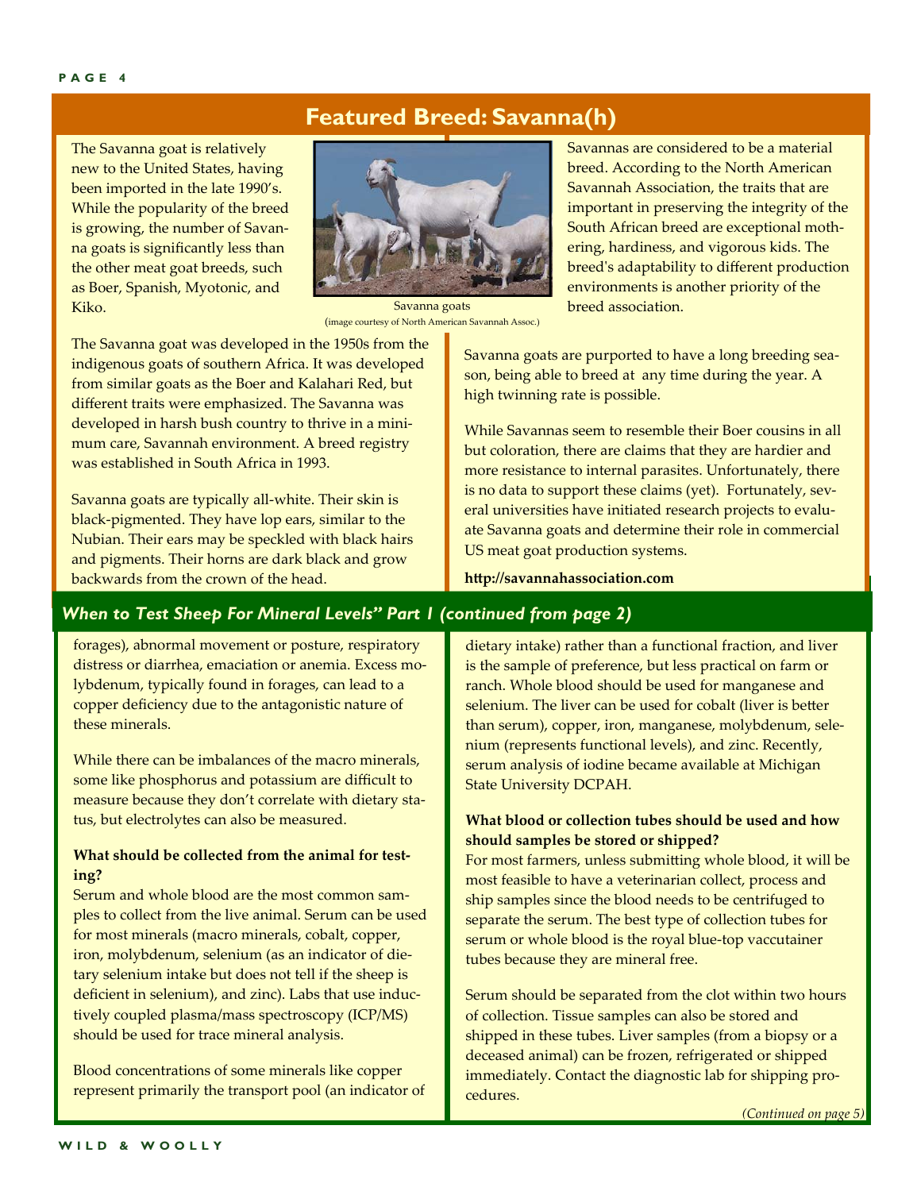## Featured Breed: Savanna(h)

The Savanna goat is relatively new to the United States, having been imported in the late 1990's. While the popularity of the breed is growing, the number of Savanna goats is significantly less than the other meat goat breeds, such as Boer, Spanish, Myotonic, and Kiko.

Savanna goats
(image courtesy of North American Savannah Assoc.)

Savannas are considered to be a material breed. According to the North American Savannah Association, the traits that are important in preserving the integrity of the South African breed are exceptional mothering, hardiness, and vigorous kids. The breed's adaptability to different production environments is another priority of the breed association.

The Savanna goat was developed in the 1950s from the indigenous goats of southern Africa. It was developed from similar goats as the Boer and Kalahari Red, but different traits were emphasized. The Savanna was developed in harsh bush country to thrive in a minimum care, Savannah environment. A breed registry was established in South Africa in 1993.

Savanna goats are typically all-white. Their skin is black-pigmented. They have lop ears, similar to the Nubian. Their ears may be speckled with black hairs and pigments. Their horns are dark black and grow backwards from the crown of the head.

Savanna goats are purported to have a long breeding season, being able to breed at any time during the year. A high twinning rate is possible.

While Savannas seem to resemble their Boer cousins in all but coloration, there are claims that they are hardier and more resistance to internal parasites. Unfortunately, there is no data to support these claims (yet). Fortunately, several universities have initiated research projects to evaluate Savanna goats and determine their role in commercial US meat goat production systems.

**http://savannahassociation.com**

## *When to Test Sheep For Mineral Levels" Part 1 (continued from page 2)*

forages), abnormal movement or posture, respiratory distress or diarrhea, emaciation or anemia. Excess molybdenum, typically found in forages, can lead to a copper deficiency due to the antagonistic nature of these minerals.

While there can be imbalances of the macro minerals, some like phosphorus and potassium are difficult to measure because they don't correlate with dietary status, but electrolytes can also be measured.

**What should be collected from the animal for testing?**

Serum and whole blood are the most common samples to collect from the live animal. Serum can be used for most minerals (macro minerals, cobalt, copper, iron, molybdenum, selenium (as an indicator of dietary selenium intake but does not tell if the sheep is deficient in selenium), and zinc). Labs that use inductively coupled plasma/mass spectroscopy (ICP/MS) should be used for trace mineral analysis.

Blood concentrations of some minerals like copper represent primarily the transport pool (an indicator of dietary intake) rather than a functional fraction, and liver is the sample of preference, but less practical on farm or ranch. Whole blood should be used for manganese and selenium. The liver can be used for cobalt (liver is better than serum), copper, iron, manganese, molybdenum, selenium (represents functional levels), and zinc. Recently, serum analysis of iodine became available at Michigan State University DCPAH.

**What blood or collection tubes should be used and how should samples be stored or shipped?**

For most farmers, unless submitting whole blood, it will be most feasible to have a veterinarian collect, process and ship samples since the blood needs to be centrifuged to separate the serum. The best type of collection tubes for serum or whole blood is the royal blue-top vaccutainer tubes because they are mineral free.

Serum should be separated from the clot within two hours of collection. Tissue samples can also be stored and shipped in these tubes. Liver samples (from a biopsy or a deceased animal) can be frozen, refrigerated or shipped immediately. Contact the diagnostic lab for shipping procedures.

*(Continued on page 5)*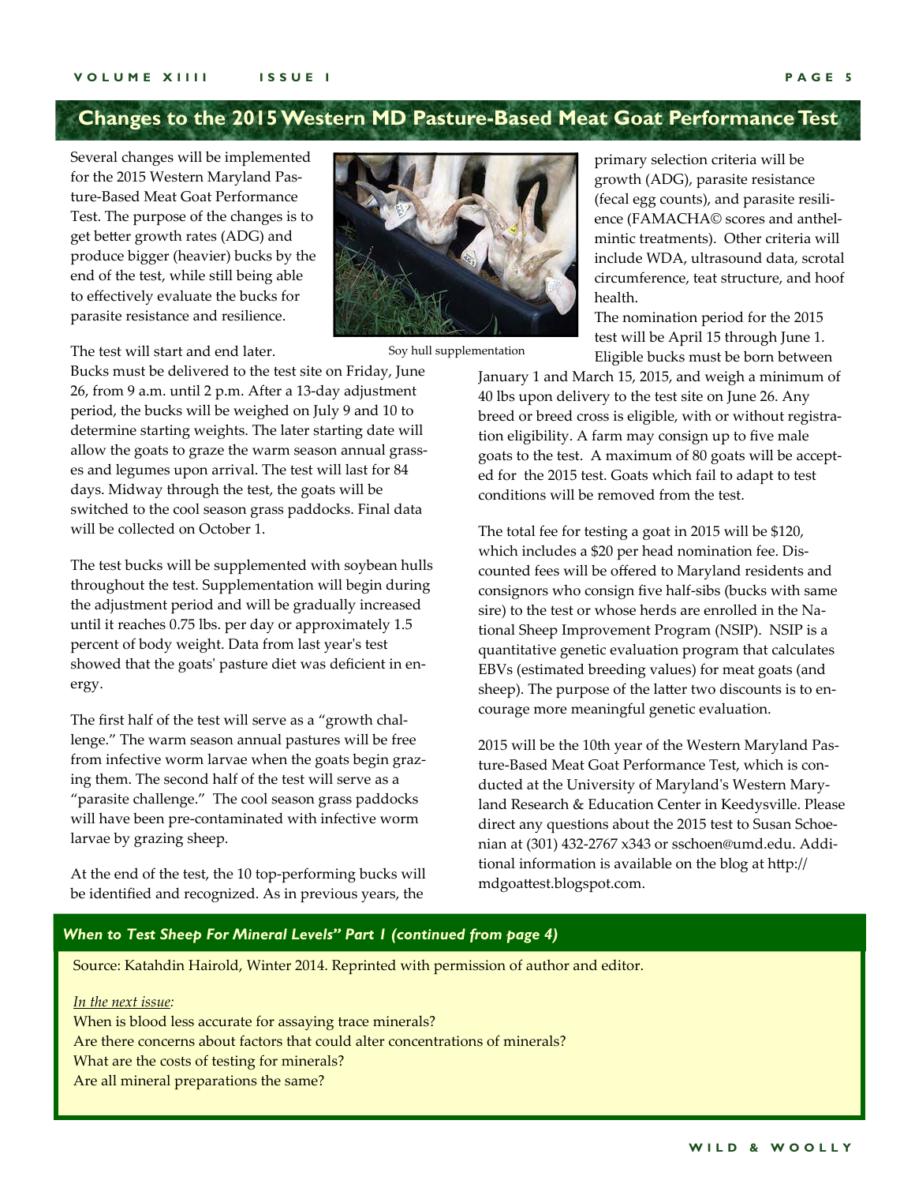## Changes to the 2015 Western MD Pasture-Based Meat Goat Performance Test

Several changes will be implemented for the 2015 Western Maryland Pasture-Based Meat Goat Performance Test. The purpose of the changes is to get better growth rates (ADG) and produce bigger (heavier) bucks by the end of the test, while still being able to effectively evaluate the bucks for parasite resistance and resilience.

Soy hull supplementation

The test will start and end later. Bucks must be delivered to the test site on Friday, June 26, from 9 a.m. until 2 p.m. After a 13-day adjustment period, the bucks will be weighed on July 9 and 10 to determine starting weights. The later starting date will allow the goats to graze the warm season annual grasses and legumes upon arrival. The test will last for 84 days. Midway through the test, the goats will be switched to the cool season grass paddocks. Final data will be collected on October 1.

The test bucks will be supplemented with soybean hulls throughout the test. Supplementation will begin during the adjustment period and will be gradually increased until it reaches 0.75 lbs. per day or approximately 1.5 percent of body weight. Data from last year's test showed that the goats' pasture diet was deficient in energy.

The first half of the test will serve as a "growth challenge." The warm season annual pastures will be free from infective worm larvae when the goats begin grazing them. The second half of the test will serve as a "parasite challenge." The cool season grass paddocks will have been pre-contaminated with infective worm larvae by grazing sheep.

At the end of the test, the 10 top-performing bucks will be identified and recognized. As in previous years, the primary selection criteria will be growth (ADG), parasite resistance (fecal egg counts), and parasite resilience (FAMACHA© scores and anthelmintic treatments). Other criteria will include WDA, ultrasound data, scrotal circumference, teat structure, and hoof health.

The nomination period for the 2015 test will be April 15 through June 1. Eligible bucks must be born between January 1 and March 15, 2015, and weigh a minimum of 40 lbs upon delivery to the test site on June 26. Any breed or breed cross is eligible, with or without registration eligibility. A farm may consign up to five male goats to the test. A maximum of 80 goats will be accepted for the 2015 test. Goats which fail to adapt to test conditions will be removed from the test.

The total fee for testing a goat in 2015 will be $120, which includes a $20 per head nomination fee. Discounted fees will be offered to Maryland residents and consignors who consign five half-sibs (bucks with same sire) to the test or whose herds are enrolled in the National Sheep Improvement Program (NSIP). NSIP is a quantitative genetic evaluation program that calculates EBVs (estimated breeding values) for meat goats (and sheep). The purpose of the latter two discounts is to encourage more meaningful genetic evaluation.

2015 will be the 10th year of the Western Maryland Pasture-Based Meat Goat Performance Test, which is conducted at the University of Maryland's Western Maryland Research & Education Center in Keedysville. Please direct any questions about the 2015 test to Susan Schoenian at (301) 432-2767 x343 or sschoen@umd.edu. Additional information is available on the blog at http://mdgoattest.blogspot.com.

### *When to Test Sheep For Mineral Levels" Part 1 (continued from page 4)*

Source: Katahdin Hairold, Winter 2014. Reprinted with permission of author and editor.

*In the next issue:*

When is blood less accurate for assaying trace minerals?
Are there concerns about factors that could alter concentrations of minerals?
What are the costs of testing for minerals?
Are all mineral preparations the same?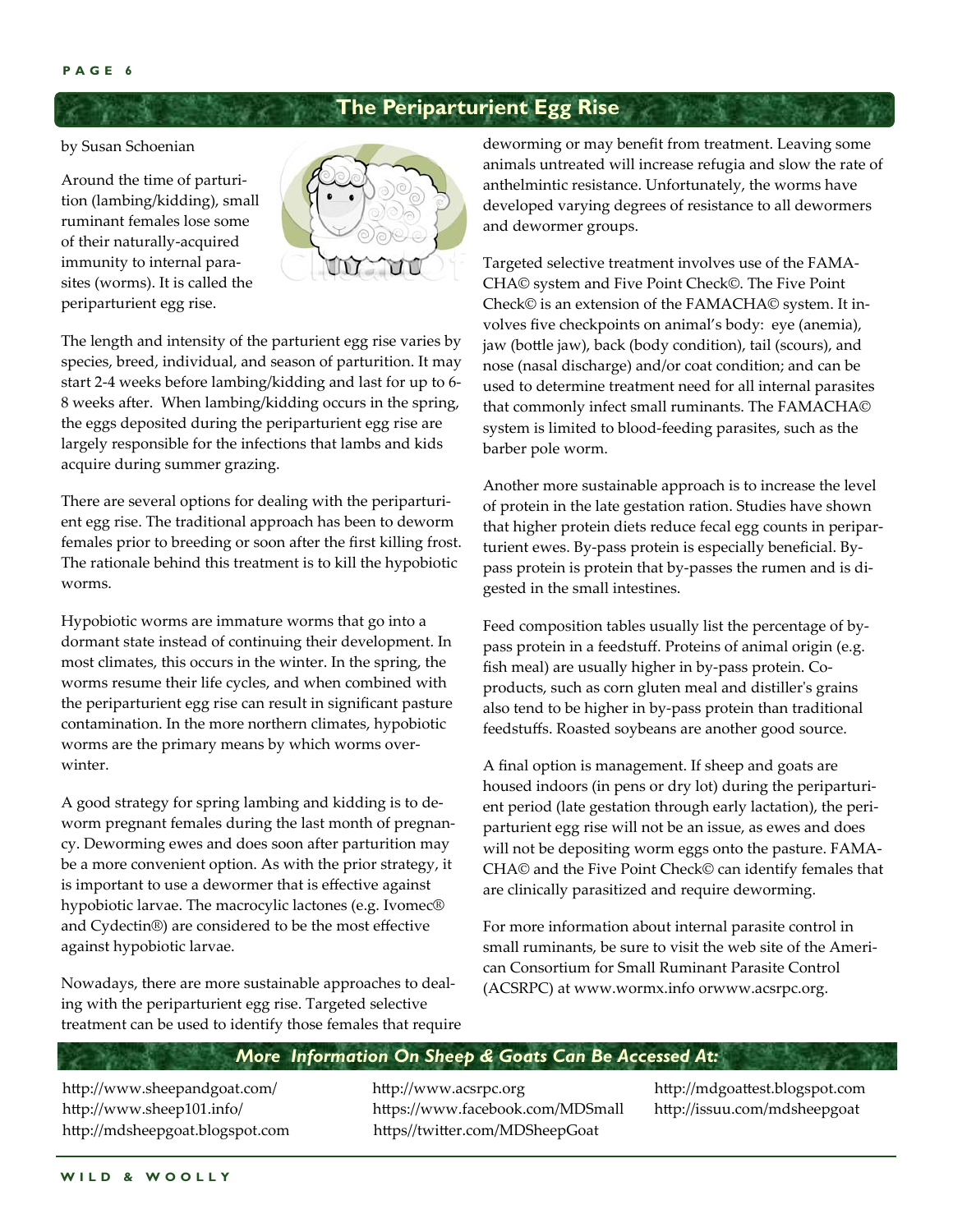## The Periparturient Egg Rise

by Susan Schoenian

Around the time of parturition (lambing/kidding), small ruminant females lose some of their naturally-acquired immunity to internal parasites (worms). It is called the periparturient egg rise.

The length and intensity of the parturient egg rise varies by species, breed, individual, and season of parturition. It may start 2-4 weeks before lambing/kidding and last for up to 6-8 weeks after. When lambing/kidding occurs in the spring, the eggs deposited during the periparturient egg rise are largely responsible for the infections that lambs and kids acquire during summer grazing.

There are several options for dealing with the periparturient egg rise. The traditional approach has been to deworm females prior to breeding or soon after the first killing frost. The rationale behind this treatment is to kill the hypobiotic worms.

Hypobiotic worms are immature worms that go into a dormant state instead of continuing their development. In most climates, this occurs in the winter. In the spring, the worms resume their life cycles, and when combined with the periparturient egg rise can result in significant pasture contamination. In the more northern climates, hypobiotic worms are the primary means by which worms overwinter.

A good strategy for spring lambing and kidding is to deworm pregnant females during the last month of pregnancy. Deworming ewes and does soon after parturition may be a more convenient option. As with the prior strategy, it is important to use a dewormer that is effective against hypobiotic larvae. The macrocylic lactones (e.g. Ivomec® and Cydectin®) are considered to be the most effective against hypobiotic larvae.

Nowadays, there are more sustainable approaches to dealing with the periparturient egg rise. Targeted selective treatment can be used to identify those females that require deworming or may benefit from treatment. Leaving some animals untreated will increase refugia and slow the rate of anthelmintic resistance. Unfortunately, the worms have developed varying degrees of resistance to all dewormers and dewormer groups.

Targeted selective treatment involves use of the FAMACHA© system and Five Point Check©. The Five Point Check© is an extension of the FAMACHA© system. It involves five checkpoints on animal's body: eye (anemia), jaw (bottle jaw), back (body condition), tail (scours), and nose (nasal discharge) and/or coat condition; and can be used to determine treatment need for all internal parasites that commonly infect small ruminants. The FAMACHA© system is limited to blood-feeding parasites, such as the barber pole worm.

Another more sustainable approach is to increase the level of protein in the late gestation ration. Studies have shown that higher protein diets reduce fecal egg counts in periparturient ewes. By-pass protein is especially beneficial. By-pass protein is protein that by-passes the rumen and is digested in the small intestines.

Feed composition tables usually list the percentage of by-pass protein in a feedstuff. Proteins of animal origin (e.g. fish meal) are usually higher in by-pass protein. Co-products, such as corn gluten meal and distiller's grains also tend to be higher in by-pass protein than traditional feedstuffs. Roasted soybeans are another good source.

A final option is management. If sheep and goats are housed indoors (in pens or dry lot) during the periparturient period (late gestation through early lactation), the periparturient egg rise will not be an issue, as ewes and does will not be depositing worm eggs onto the pasture. FAMACHA© and the Five Point Check© can identify females that are clinically parasitized and require deworming.

For more information about internal parasite control in small ruminants, be sure to visit the web site of the American Consortium for Small Ruminant Parasite Control (ACSRPC) at www.wormx.info orwww.acsrpc.org.

### *More Information On Sheep & Goats Can Be Accessed At:*

http://www.sheepandgoat.com/
http://www.sheep101.info/
http://mdsheepgoat.blogspot.com
http://www.acsrpc.org
https://www.facebook.com/MDSmall
https//twitter.com/MDSheepGoat
http://mdgoattest.blogspot.com
http://issuu.com/mdsheepgoat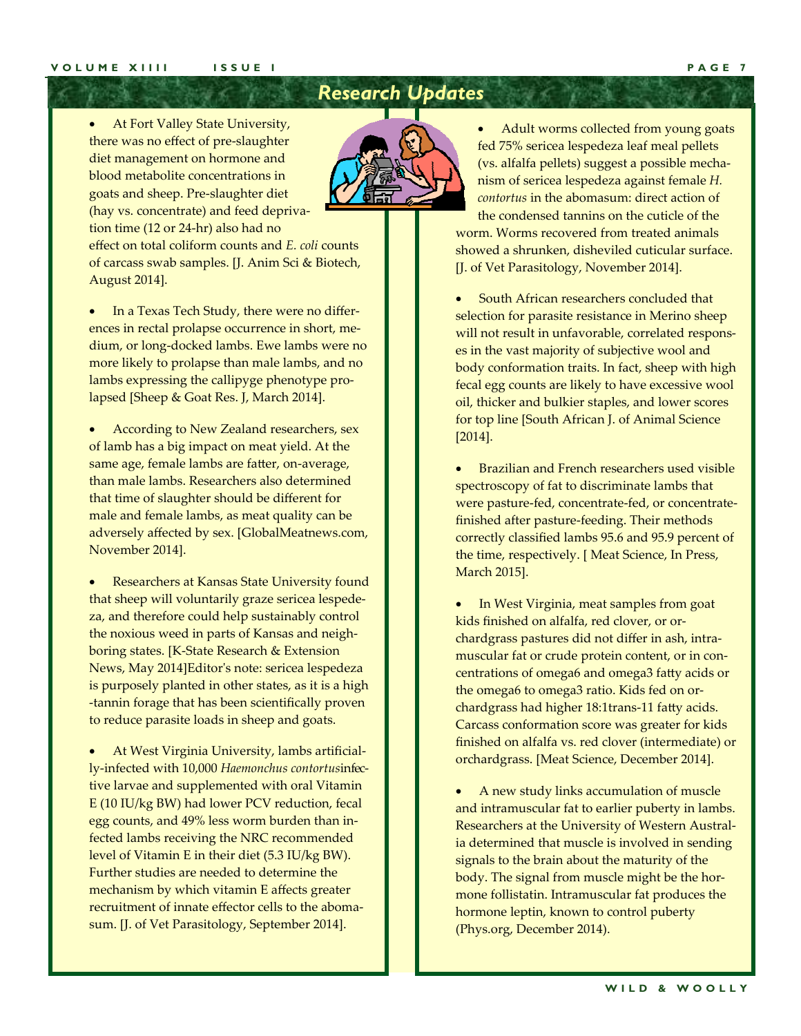## Research Updates

- At Fort Valley State University, there was no effect of pre-slaughter diet management on hormone and blood metabolite concentrations in goats and sheep. Pre-slaughter diet (hay vs. concentrate) and feed deprivation time (12 or 24-hr) also had no effect on total coliform counts and *E. coli* counts of carcass swab samples. [J. Anim Sci & Biotech, August 2014].

- In a Texas Tech Study, there were no differences in rectal prolapse occurrence in short, medium, or long-docked lambs. Ewe lambs were no more likely to prolapse than male lambs, and no lambs expressing the callipyge phenotype prolapsed [Sheep & Goat Res. J, March 2014].

- According to New Zealand researchers, sex of lamb has a big impact on meat yield. At the same age, female lambs are fatter, on-average, than male lambs. Researchers also determined that time of slaughter should be different for male and female lambs, as meat quality can be adversely affected by sex. [GlobalMeatnews.com, November 2014].

- Researchers at Kansas State University found that sheep will voluntarily graze sericea lespedeza, and therefore could help sustainably control the noxious weed in parts of Kansas and neighboring states. [K-State Research & Extension News, May 2014]Editor's note: sericea lespedeza is purposely planted in other states, as it is a high-tannin forage that has been scientifically proven to reduce parasite loads in sheep and goats.

- At West Virginia University, lambs artificially-infected with 10,000 *Haemonchus contortus* infective larvae and supplemented with oral Vitamin E (10 IU/kg BW) had lower PCV reduction, fecal egg counts, and 49% less worm burden than infected lambs receiving the NRC recommended level of Vitamin E in their diet (5.3 IU/kg BW). Further studies are needed to determine the mechanism by which vitamin E affects greater recruitment of innate effector cells to the abomasum. [J. of Vet Parasitology, September 2014].

- Adult worms collected from young goats fed 75% sericea lespedeza leaf meal pellets (vs. alfalfa pellets) suggest a possible mechanism of sericea lespedeza against female *H. contortus* in the abomasum: direct action of the condensed tannins on the cuticle of the worm. Worms recovered from treated animals showed a shrunken, disheviled cuticular surface. [J. of Vet Parasitology, November 2014].

- South African researchers concluded that selection for parasite resistance in Merino sheep will not result in unfavorable, correlated responses in the vast majority of subjective wool and body conformation traits. In fact, sheep with high fecal egg counts are likely to have excessive wool oil, thicker and bulkier staples, and lower scores for top line [South African J. of Animal Science [2014].

- Brazilian and French researchers used visible spectroscopy of fat to discriminate lambs that were pasture-fed, concentrate-fed, or concentrate-finished after pasture-feeding. Their methods correctly classified lambs 95.6 and 95.9 percent of the time, respectively. [ Meat Science, In Press, March 2015].

- In West Virginia, meat samples from goat kids finished on alfalfa, red clover, or orchardgrass pastures did not differ in ash, intramuscular fat or crude protein content, or in concentrations of omega6 and omega3 fatty acids or the omega6 to omega3 ratio. Kids fed on orchardgrass had higher 18:1trans-11 fatty acids. Carcass conformation score was greater for kids finished on alfalfa vs. red clover (intermediate) or orchardgrass. [Meat Science, December 2014].

- A new study links accumulation of muscle and intramuscular fat to earlier puberty in lambs. Researchers at the University of Western Australia determined that muscle is involved in sending signals to the brain about the maturity of the body. The signal from muscle might be the hormone follistatin. Intramuscular fat produces the hormone leptin, known to control puberty (Phys.org, December 2014).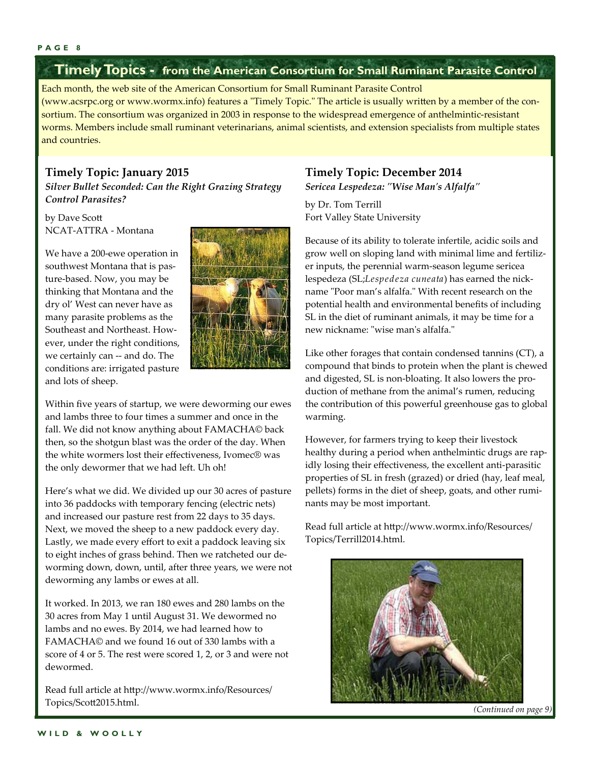## Timely Topics - from the American Consortium for Small Ruminant Parasite Control

Each month, the web site of the American Consortium for Small Ruminant Parasite Control (www.acsrpc.org or www.wormx.info) features a "Timely Topic." The article is usually written by a member of the consortium. The consortium was organized in 2003 in response to the widespread emergence of anthelmintic-resistant worms. Members include small ruminant veterinarians, animal scientists, and extension specialists from multiple states and countries.

### Timely Topic: January 2015

***Silver Bullet Seconded: Can the Right Grazing Strategy Control Parasites?***

by Dave Scott
NCAT-ATTRA - Montana

We have a 200-ewe operation in southwest Montana that is pasture-based. Now, you may be thinking that Montana and the dry ol' West can never have as many parasite problems as the Southeast and Northeast. However, under the right conditions, we certainly can -- and do. The conditions are: irrigated pasture and lots of sheep.

Within five years of startup, we were deworming our ewes and lambs three to four times a summer and once in the fall. We did not know anything about FAMACHA© back then, so the shotgun blast was the order of the day. When the white wormers lost their effectiveness, Ivomec® was the only dewormer that we had left. Uh oh!

Here's what we did. We divided up our 30 acres of pasture into 36 paddocks with temporary fencing (electric nets) and increased our pasture rest from 22 days to 35 days. Next, we moved the sheep to a new paddock every day. Lastly, we made every effort to exit a paddock leaving six to eight inches of grass behind. Then we ratcheted our deworming down, down, until, after three years, we were not deworming any lambs or ewes at all.

It worked. In 2013, we ran 180 ewes and 280 lambs on the 30 acres from May 1 until August 31. We dewormed no lambs and no ewes. By 2014, we had learned how to FAMACHA© and we found 16 out of 330 lambs with a score of 4 or 5. The rest were scored 1, 2, or 3 and were not dewormed.

Read full article at http://www.wormx.info/Resources/Topics/Scott2015.html.

### Timely Topic: December 2014

***Sericea Lespedeza: "Wise Man's Alfalfa"***

by Dr. Tom Terrill
Fort Valley State University

Because of its ability to tolerate infertile, acidic soils and grow well on sloping land with minimal lime and fertilizer inputs, the perennial warm-season legume sericea lespedeza (SL;*Lespedeza cuneata*) has earned the nickname "Poor man's alfalfa." With recent research on the potential health and environmental benefits of including SL in the diet of ruminant animals, it may be time for a new nickname: "wise man's alfalfa."

Like other forages that contain condensed tannins (CT), a compound that binds to protein when the plant is chewed and digested, SL is non-bloating. It also lowers the production of methane from the animal's rumen, reducing the contribution of this powerful greenhouse gas to global warming.

However, for farmers trying to keep their livestock healthy during a period when anthelmintic drugs are rapidly losing their effectiveness, the excellent anti-parasitic properties of SL in fresh (grazed) or dried (hay, leaf meal, pellets) forms in the diet of sheep, goats, and other ruminants may be most important.

Read full article at http://www.wormx.info/Resources/Topics/Terrill2014.html.

*(Continued on page 9)*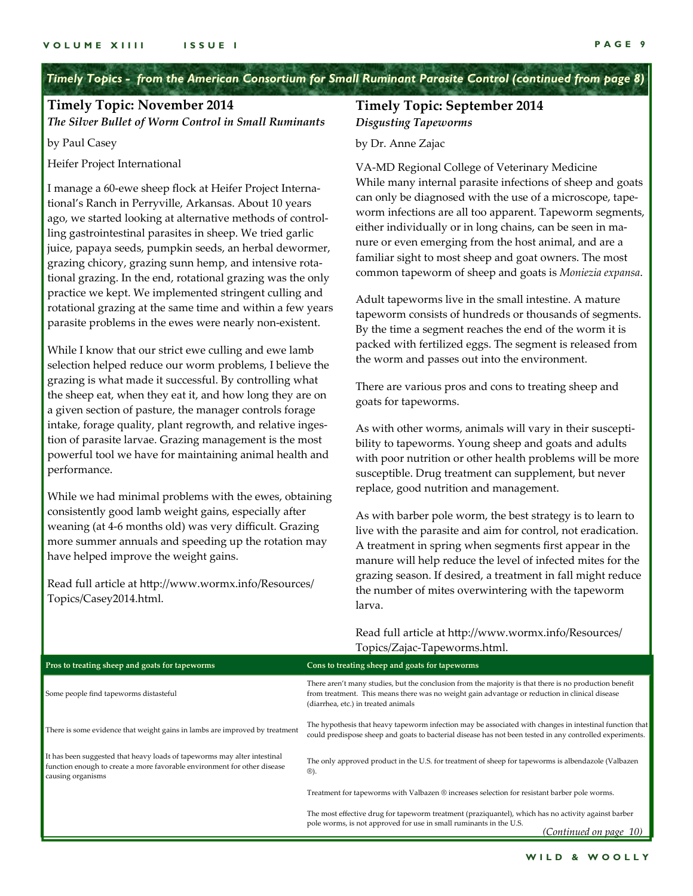*Timely Topics - from the American Consortium for Small Ruminant Parasite Control (continued from page 8)*

## Timely Topic: November 2014

***The Silver Bullet of Worm Control in Small Ruminants***

by Paul Casey

Heifer Project International

I manage a 60-ewe sheep flock at Heifer Project International's Ranch in Perryville, Arkansas. About 10 years ago, we started looking at alternative methods of controlling gastrointestinal parasites in sheep. We tried garlic juice, papaya seeds, pumpkin seeds, an herbal dewormer, grazing chicory, grazing sunn hemp, and intensive rotational grazing. In the end, rotational grazing was the only practice we kept. We implemented stringent culling and rotational grazing at the same time and within a few years parasite problems in the ewes were nearly non-existent.

While I know that our strict ewe culling and ewe lamb selection helped reduce our worm problems, I believe the grazing is what made it successful. By controlling what the sheep eat, when they eat it, and how long they are on a given section of pasture, the manager controls forage intake, forage quality, plant regrowth, and relative ingestion of parasite larvae. Grazing management is the most powerful tool we have for maintaining animal health and performance.

While we had minimal problems with the ewes, obtaining consistently good lamb weight gains, especially after weaning (at 4-6 months old) was very difficult. Grazing more summer annuals and speeding up the rotation may have helped improve the weight gains.

Read full article at http://www.wormx.info/Resources/Topics/Casey2014.html.

## Timely Topic: September 2014

***Disgusting Tapeworms***

by Dr. Anne Zajac

VA-MD Regional College of Veterinary Medicine

While many internal parasite infections of sheep and goats can only be diagnosed with the use of a microscope, tapeworm infections are all too apparent. Tapeworm segments, either individually or in long chains, can be seen in manure or even emerging from the host animal, and are a familiar sight to most sheep and goat owners. The most common tapeworm of sheep and goats is *Moniezia expansa*.

Adult tapeworms live in the small intestine. A mature tapeworm consists of hundreds or thousands of segments. By the time a segment reaches the end of the worm it is packed with fertilized eggs. The segment is released from the worm and passes out into the environment.

There are various pros and cons to treating sheep and goats for tapeworms.

As with other worms, animals will vary in their susceptibility to tapeworms. Young sheep and goats and adults with poor nutrition or other health problems will be more susceptible. Drug treatment can supplement, but never replace, good nutrition and management.

As with barber pole worm, the best strategy is to learn to live with the parasite and aim for control, not eradication. A treatment in spring when segments first appear in the manure will help reduce the level of infected mites for the grazing season. If desired, a treatment in fall might reduce the number of mites overwintering with the tapeworm larva.

Read full article at http://www.wormx.info/Resources/Topics/Zajac-Tapeworms.html.

| Pros to treating sheep and goats for tapeworms | Cons to treating sheep and goats for tapeworms |
|---|---|
| Some people find tapeworms distasteful | There aren't many studies, but the conclusion from the majority is that there is no production benefit from treatment. This means there was no weight gain advantage or reduction in clinical disease (diarrhea, etc.) in treated animals |
| There is some evidence that weight gains in lambs are improved by treatment | The hypothesis that heavy tapeworm infection may be associated with changes in intestinal function that could predispose sheep and goats to bacterial disease has not been tested in any controlled experiments. |
| It has been suggested that heavy loads of tapeworms may alter intestinal function enough to create a more favorable environment for other disease causing organisms | The only approved product in the U.S. for treatment of sheep for tapeworms is albendazole (Valbazen ®). |
| | Treatment for tapeworms with Valbazen ® increases selection for resistant barber pole worms. |
| | The most effective drug for tapeworm treatment (praziquantel), which has no activity against barber pole worms, is not approved for use in small ruminants in the U.S. |

*(Continued on page 10)*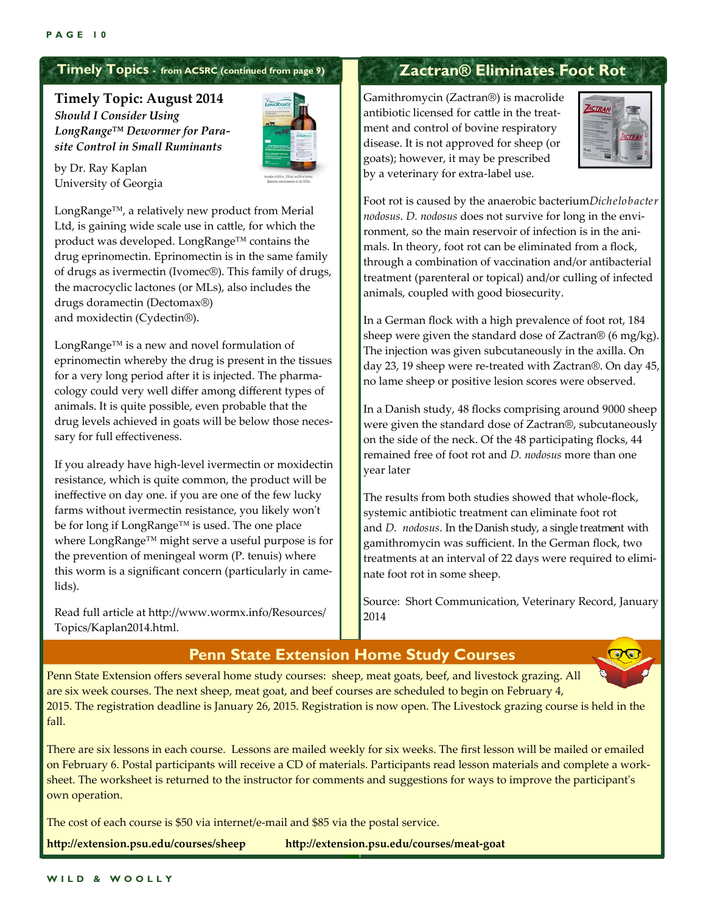## Timely Topics - from ACSRC (continued from page 9)

### Timely Topic: August 2014

***Should I Consider Using LongRange™ Dewormer for Parasite Control in Small Ruminants***

by Dr. Ray Kaplan
University of Georgia

LongRange™, a relatively new product from Merial Ltd, is gaining wide scale use in cattle, for which the product was developed. LongRange™ contains the drug eprinomectin. Eprinomectin is in the same family of drugs as ivermectin (Ivomec®). This family of drugs, the macrocyclic lactones (or MLs), also includes the drugs doramectin (Dectomax®) and moxidectin (Cydectin®).

LongRange™ is a new and novel formulation of eprinomectin whereby the drug is present in the tissues for a very long period after it is injected. The pharmacology could very well differ among different types of animals. It is quite possible, even probable that the drug levels achieved in goats will be below those necessary for full effectiveness.

If you already have high-level ivermectin or moxidectin resistance, which is quite common, the product will be ineffective on day one. if you are one of the few lucky farms without ivermectin resistance, you likely won't be for long if LongRange™ is used. The one place where LongRange™ might serve a useful purpose is for the prevention of meningeal worm (P. tenuis) where this worm is a significant concern (particularly in camelids).

Read full article at http://www.wormx.info/Resources/Topics/Kaplan2014.html.

## Zactran® Eliminates Foot Rot

Gamithromycin (Zactran®) is macrolide antibiotic licensed for cattle in the treatment and control of bovine respiratory disease. It is not approved for sheep (or goats); however, it may be prescribed by a veterinary for extra-label use.

Foot rot is caused by the anaerobic bacterium *Dichelobacter nodosus*. *D. nodosus* does not survive for long in the environment, so the main reservoir of infection is in the animals. In theory, foot rot can be eliminated from a flock, through a combination of vaccination and/or antibacterial treatment (parenteral or topical) and/or culling of infected animals, coupled with good biosecurity.

In a German flock with a high prevalence of foot rot, 184 sheep were given the standard dose of Zactran® (6 mg/kg). The injection was given subcutaneously in the axilla. On day 23, 19 sheep were re-treated with Zactran®. On day 45, no lame sheep or positive lesion scores were observed.

In a Danish study, 48 flocks comprising around 9000 sheep were given the standard dose of Zactran®, subcutaneously on the side of the neck. Of the 48 participating flocks, 44 remained free of foot rot and *D. nodosus* more than one year later

The results from both studies showed that whole-flock, systemic antibiotic treatment can eliminate foot rot and *D. nodosus*. In the Danish study, a single treatment with gamithromycin was sufficient. In the German flock, two treatments at an interval of 22 days were required to eliminate foot rot in some sheep.

Source: Short Communication, Veterinary Record, January 2014

## Penn State Extension Home Study Courses

Penn State Extension offers several home study courses: sheep, meat goats, beef, and livestock grazing. All are six week courses. The next sheep, meat goat, and beef courses are scheduled to begin on February 4, 2015. The registration deadline is January 26, 2015. Registration is now open. The Livestock grazing course is held in the fall.

There are six lessons in each course. Lessons are mailed weekly for six weeks. The first lesson will be mailed or emailed on February 6. Postal participants will receive a CD of materials. Participants read lesson materials and complete a worksheet. The worksheet is returned to the instructor for comments and suggestions for ways to improve the participant's own operation.

The cost of each course is $50 via internet/e-mail and $85 via the postal service.

**http://extension.psu.edu/courses/sheep** **http://extension.psu.edu/courses/meat-goat**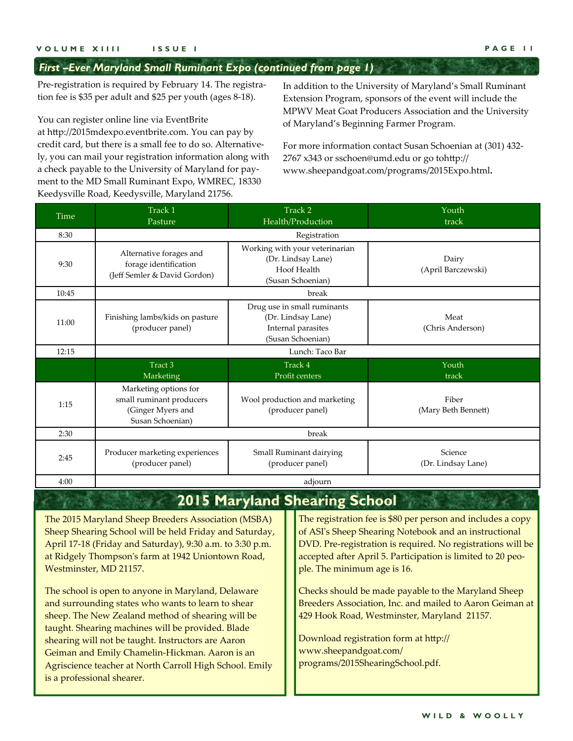## First –Ever Maryland Small Ruminant Expo (continued from page 1)

Pre-registration is required by February 14. The registration fee is $35 per adult and $25 per youth (ages 8-18).

You can register online line via EventBrite at http://2015mdexpo.eventbrite.com. You can pay by credit card, but there is a small fee to do so. Alternatively, you can mail your registration information along with a check payable to the University of Maryland for payment to the MD Small Ruminant Expo, WMREC, 18330 Keedysville Road, Keedysville, Maryland 21756.

In addition to the University of Maryland's Small Ruminant Extension Program, sponsors of the event will include the MPWV Meat Goat Producers Association and the University of Maryland's Beginning Farmer Program.

For more information contact Susan Schoenian at (301) 432-2767 x343 or sschoen@umd.edu or go tohttp://www.sheepandgoat.com/programs/2015Expo.html**.**

| Time | Track 1 Pasture | Track 2 Health/Production | Youth track |
|---|---|---|---|
| 8:30 | Registration | | |
| 9:30 | Alternative forages and forage identification (Jeff Semler & David Gordon) | Working with your veterinarian (Dr. Lindsay Lane) Hoof Health (Susan Schoenian) | Dairy (April Barczewski) |
| 10:45 | break | | |
| 11:00 | Finishing lambs/kids on pasture (producer panel) | Drug use in small ruminants (Dr. Lindsay Lane) Internal parasites (Susan Schoenian) | Meat (Chris Anderson) |
| 12:15 | Lunch: Taco Bar | | |
| | Tract 3 Marketing | Track 4 Profit centers | Youth track |
| 1:15 | Marketing options for small ruminant producers (Ginger Myers and Susan Schoenian) | Wool production and marketing (producer panel) | Fiber (Mary Beth Bennett) |
| 2:30 | break | | |
| 2:45 | Producer marketing experiences (producer panel) | Small Ruminant dairying (producer panel) | Science (Dr. Lindsay Lane) |
| 4:00 | adjourn | | |

## 2015 Maryland Shearing School

The 2015 Maryland Sheep Breeders Association (MSBA) Sheep Shearing School will be held Friday and Saturday, April 17-18 (Friday and Saturday), 9:30 a.m. to 3:30 p.m. at Ridgely Thompson's farm at 1942 Uniontown Road, Westminster, MD 21157.

The school is open to anyone in Maryland, Delaware and surrounding states who wants to learn to shear sheep. The New Zealand method of shearing will be taught. Shearing machines will be provided. Blade shearing will not be taught. Instructors are Aaron Geiman and Emily Chamelin-Hickman. Aaron is an Agriscience teacher at North Carroll High School. Emily is a professional shearer.

The registration fee is $80 per person and includes a copy of ASI's Sheep Shearing Notebook and an instructional DVD. Pre-registration is required. No registrations will be accepted after April 5. Participation is limited to 20 people. The minimum age is 16.

Checks should be made payable to the Maryland Sheep Breeders Association, Inc. and mailed to Aaron Geiman at 429 Hook Road, Westminster, Maryland 21157.

Download registration form at http://www.sheepandgoat.com/programs/2015ShearingSchool.pdf.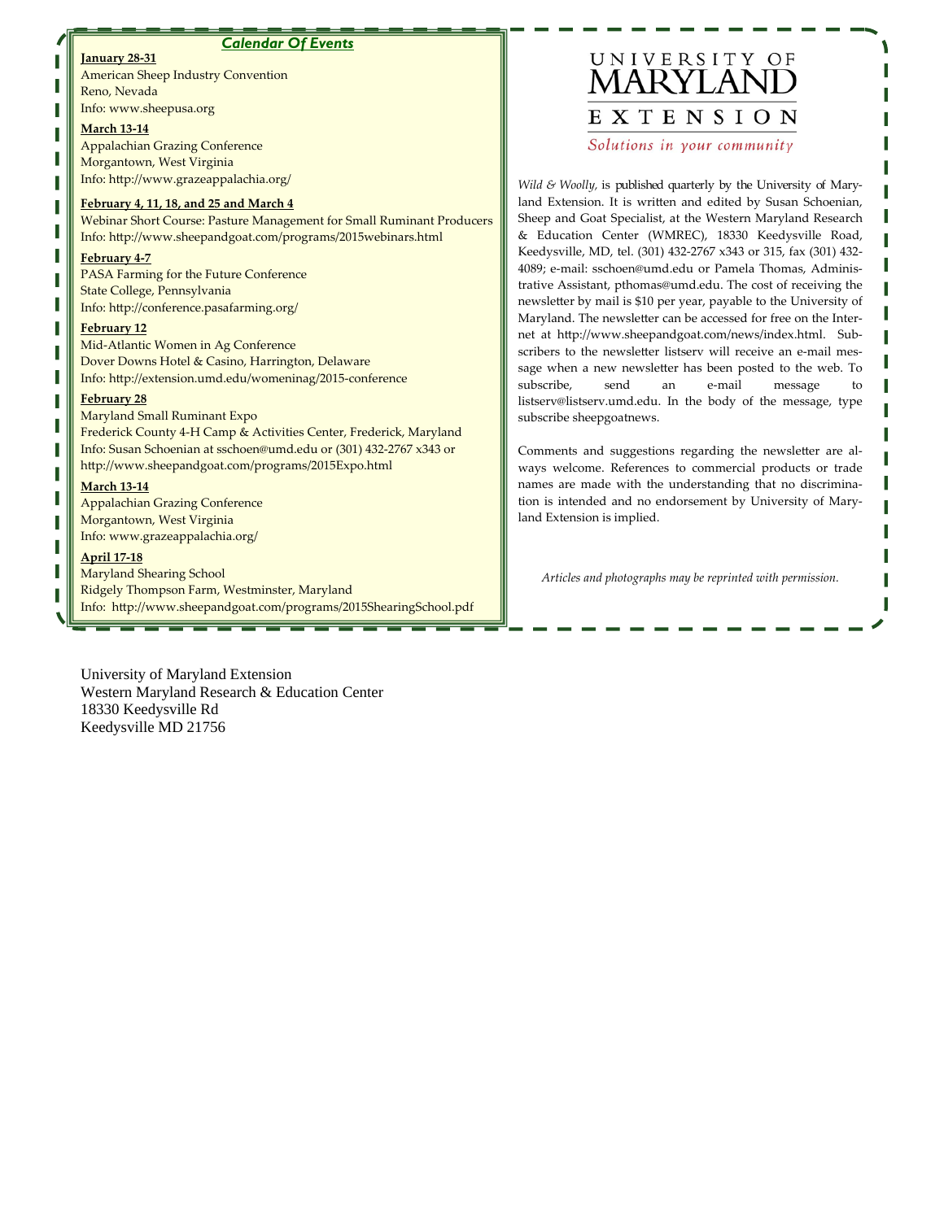## Calendar Of Events

**January 28-31**
American Sheep Industry Convention
Reno, Nevada
Info: www.sheepusa.org

**March 13-14**
Appalachian Grazing Conference
Morgantown, West Virginia
Info: http://www.grazeappalachia.org/

**February 4, 11, 18, and 25 and March 4**
Webinar Short Course: Pasture Management for Small Ruminant Producers
Info: http://www.sheepandgoat.com/programs/2015webinars.html

**February 4-7**
PASA Farming for the Future Conference
State College, Pennsylvania
Info: http://conference.pasafarming.org/

**February 12**
Mid-Atlantic Women in Ag Conference
Dover Downs Hotel & Casino, Harrington, Delaware
Info: http://extension.umd.edu/womeninag/2015-conference

**February 28**
Maryland Small Ruminant Expo
Frederick County 4-H Camp & Activities Center, Frederick, Maryland
Info: Susan Schoenian at sschoen@umd.edu or (301) 432-2767 x343 or http://www.sheepandgoat.com/programs/2015Expo.html

**March 13-14**
Appalachian Grazing Conference
Morgantown, West Virginia
Info: www.grazeappalachia.org/

**April 17-18**
Maryland Shearing School
Ridgely Thompson Farm, Westminster, Maryland
Info: http://www.sheepandgoat.com/programs/2015ShearingSchool.pdf

UNIVERSITY OF MARYLAND EXTENSION

*Solutions in your community*

*Wild & Woolly,* is published quarterly by the University of Maryland Extension. It is written and edited by Susan Schoenian, Sheep and Goat Specialist, at the Western Maryland Research & Education Center (WMREC), 18330 Keedysville Road, Keedysville, MD, tel. (301) 432-2767 x343 or 315, fax (301) 432-4089; e-mail: sschoen@umd.edu or Pamela Thomas, Administrative Assistant, pthomas@umd.edu. The cost of receiving the newsletter by mail is $10 per year, payable to the University of Maryland. The newsletter can be accessed for free on the Internet at http://www.sheepandgoat.com/news/index.html. Subscribers to the newsletter listserv will receive an e-mail message when a new newsletter has been posted to the web. To subscribe, send an e-mail message to listserv@listserv.umd.edu. In the body of the message, type subscribe sheepgoatnews.

Comments and suggestions regarding the newsletter are always welcome. References to commercial products or trade names are made with the understanding that no discrimination is intended and no endorsement by University of Maryland Extension is implied.

*Articles and photographs may be reprinted with permission.*

University of Maryland Extension
Western Maryland Research & Education Center
18330 Keedysville Rd
Keedysville MD 21756